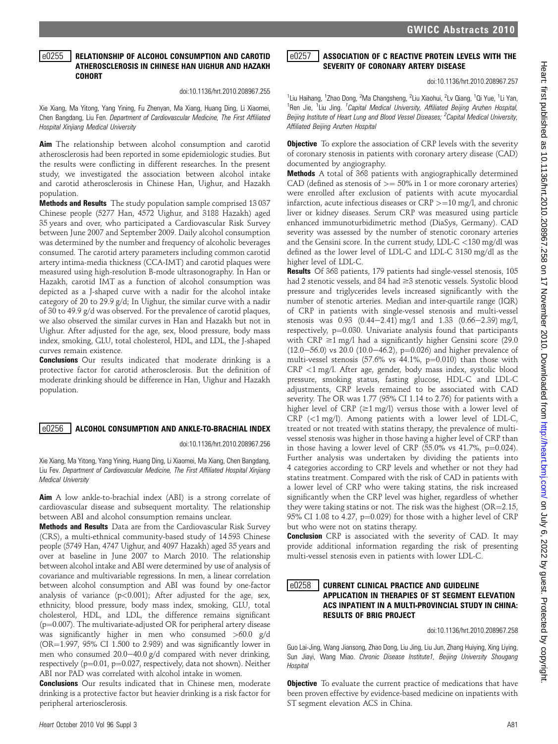## e0255 RELATIONSHIP OF ALCOHOL CONSUMPTION AND CAROTID ATHEROSCLEROSIS IN CHINESE HAN UIGHUR AND HAZAKH COHORT

doi:10.1136/hrt.2010.208967.255

Xie Xiang, Ma Yitong, Yang Yining, Fu Zhenyan, Ma Xiang, Huang Ding, Li Xiaomei, Chen Bangdang, Liu Fen. *Department of Cardiovascular Medicine, The First Affiliated Hospital Xinjiang Medical University*

**Aim** The relationship between alcohol consumption and carotid atherosclerosis had been reported in some epidemiologic studies. But the results were conflicting in different researches. In the present study, we investigated the association between alcohol intake and carotid atherosclerosis in Chinese Han, Uighur, and Hazakh population.

**Methods and Results** The study population sample comprised 13 037 Chinese people (5277 Han, 4572 Uighur, and 3188 Hazakh) aged 35 years and over, who participated a Cardiovascular Risk Survey between June 2007 and September 2009. Daily alcohol consumption was determined by the number and frequency of alcoholic beverages consumed. The carotid artery parameters including common carotid artery intima-media thickness (CCA-IMT) and carotid plaques were measured using high-resolution B-mode ultrasonography. In Han or Hazakh, carotid IMT as a function of alcohol consumption was depicted as a J-shaped curve with a nadir for the alcohol intake category of 20 to 29.9 g/d; In Uighur, the similar curve with a nadir of 30 to 49.9 g/d was observed. For the prevalence of carotid plaques, we also observed the similar curves in Han and Hazakh but not in Uighur. After adjusted for the age, sex, blood pressure, body mass index, smoking, GLU, total cholesterol, HDL, and LDL, the J-shaped curves remain existence.

**Conclusions** Our results indicated that moderate drinking is a protective factor for carotid atherosclerosis. But the definition of moderate drinking should be difference in Han, Uighur and Hazakh population.

## e0256 ALCOHOL CONSUMPTION AND ANKLE-TO-BRACHIAL INDEX

doi:10.1136/hrt.2010.208967.256

Xie Xiang, Ma Yitong, Yang Yining, Huang Ding, Li Xiaomei, Ma Xiang, Chen Bangdang, Liu Fev. *Department of Cardiovascular Medicine, The First Affiliated Hospital Xinjiang Medical University*

**Aim** A low ankle-to-brachial index (ABI) is a strong correlate of cardiovascular disease and subsequent mortality. The relationship between ABI and alcohol consumption remains unclear.

**Methods and Results** Data are from the Cardiovascular Risk Survey (CRS), a multi-ethnical community-based study of 14 593 Chinese people (5749 Han, 4747 Uighur, and 4097 Hazakh) aged 35 years and over at baseline in June 2007 to March 2010. The relationship between alcohol intake and ABI were determined by use of analysis of covariance and multivariable regressions. In men, a linear correlation between alcohol consumption and ABI was found by one-factor analysis of variance ($p<0.001$); After adjusted for the age, sex, ethnicity, blood pressure, body mass index, smoking, GLU, total cholesterol, HDL, and LDL, the difference remains significant ($p=0.007$). The multivariate-adjusted OR for peripheral artery disease was significantly higher in men who consumed >60.0 g/d (OR=1.997, 95% CI 1.500 to 2.989) and was significantly lower in men who consumed 20.0–40.0 g/d compared with never drinking, respectively ($p=0.01$, $p=0.027$, respectively, data not shown). Neither ABI nor PAD was correlated with alcohol intake in women.

**Conclusions** Our results indicated that in Chinese men, moderate drinking is a protective factor but heavier drinking is a risk factor for peripheral arteriosclerosis.

## e0257 ASSOCIATION OF C REACTIVE PROTEIN LEVELS WITH THE SEVERITY OF CORONARY ARTERY DISEASE

doi:10.1136/hrt.2010.208967.257

[1]Liu Haihang, [1]Zhao Dong, [2]Ma Changsheng, [2]Liu Xiaohui, [2]Lv Qiang, [1]Qi Yue, [1]Li Yan, [1]Ren Jie, [1]Liu Jing. [1]*Capital Medical University, Affiliated Beijing Anzhen Hospital, Beijing Institute of Heart Lung and Blood Vessel Diseases;* [2]*Capital Medical University, Affiliated Beijing Anzhen Hospital*

**Objective** To explore the association of CRP levels with the severity of coronary stenosis in patients with coronary artery disease (CAD) documented by angiography.

**Methods** A total of 368 patients with angiographically determined CAD (defined as stenosis of >= 50% in 1 or more coronary arteries) were enrolled after exclusion of patients with acute myocardial infarction, acute infectious diseases or CRP >=10 mg/l, and chronic liver or kidney diseases. Serum CRP was measured using particle enhanced immunoturbidimetric method (DiaSys, Germany). CAD severity was assessed by the number of stenotic coronary arteries and the Gensini score. In the current study, LDL-C <130 mg/dl was defined as the lower level of LDL-C and LDL-C ≥130 mg/dl as the higher level of LDL-C.

**Results** Of 368 patients, 179 patients had single-vessel stenosis, 105 had 2 stenotic vessels, and 84 had ≥3 stenotic vessels. Systolic blood pressure and triglycerides levels increased significantly with the number of stenotic arteries. Median and inter-quartile range (IQR) of CRP in patients with single-vessel stenosis and multi-vessel stenosis was 0.93 (0.44–2.41) mg/l and 1.33 (0.66–2.39) mg/l, respectively, $p=0.030$. Univariate analysis found that participants with CRP ≥1 mg/l had a significantly higher Gensini score (29.0 (12.0–56.0) vs 20.0 (10.0–46.2), $p=0.026$) and higher prevalence of multi-vessel stenosis (57.6% vs 44.1%, $p=0.010$) than those with CRP <1 mg/l. After age, gender, body mass index, systolic blood pressure, smoking status, fasting glucose, HDL-C and LDL-C adjustments, CRP levels remained to be associated with CAD severity. The OR was 1.77 (95% CI 1.14 to 2.76) for patients with a higher level of CRP (≥1 mg/l) versus those with a lower level of CRP (<1 mg/l). Among patients with a lower level of LDL-C, treated or not treated with statins therapy, the prevalence of multi-vessel stenosis was higher in those having a higher level of CRP than in those having a lower level of CRP (55.0% vs 41.7%, $p=0.024$). Further analysis was undertaken by dividing the patients into 4 categories according to CRP levels and whether or not they had statins treatment. Compared with the risk of CAD in patients with a lower level of CRP who were taking statins, the risk increased significantly when the CRP level was higher, regardless of whether they were taking statins or not. The risk was the highest (OR=2.15, 95% CI 1.08 to 4.27, $p=0.029$) for those with a higher level of CRP but who were not on statins therapy.

**Conclusion** CRP is associated with the severity of CAD. It may provide additional information regarding the risk of presenting multi-vessel stenosis even in patients with lower LDL-C.

## e0258 CURRENT CLINICAL PRACTICE AND GUIDELINE APPLICATION IN THERAPIES OF ST SEGMENT ELEVATION ACS INPATIENT IN A MULTI-PROVINCIAL STUDY IN CHINA: RESULTS OF BRIG PROJECT

doi:10.1136/hrt.2010.208967.258

Guo Lai-Jing, Wang Jiansong, Zhao Dong, Liu Jing, Liu Jun, Zhang Huiying, Xing Liying, Sun Jiayi, Wang Miao. *Chronic Disease Institute1, Beijing University Shougang Hospital*

**Objective** To evaluate the current practice of medications that have been proven effective by evidence-based medicine on inpatients with ST segment elevation ACS in China.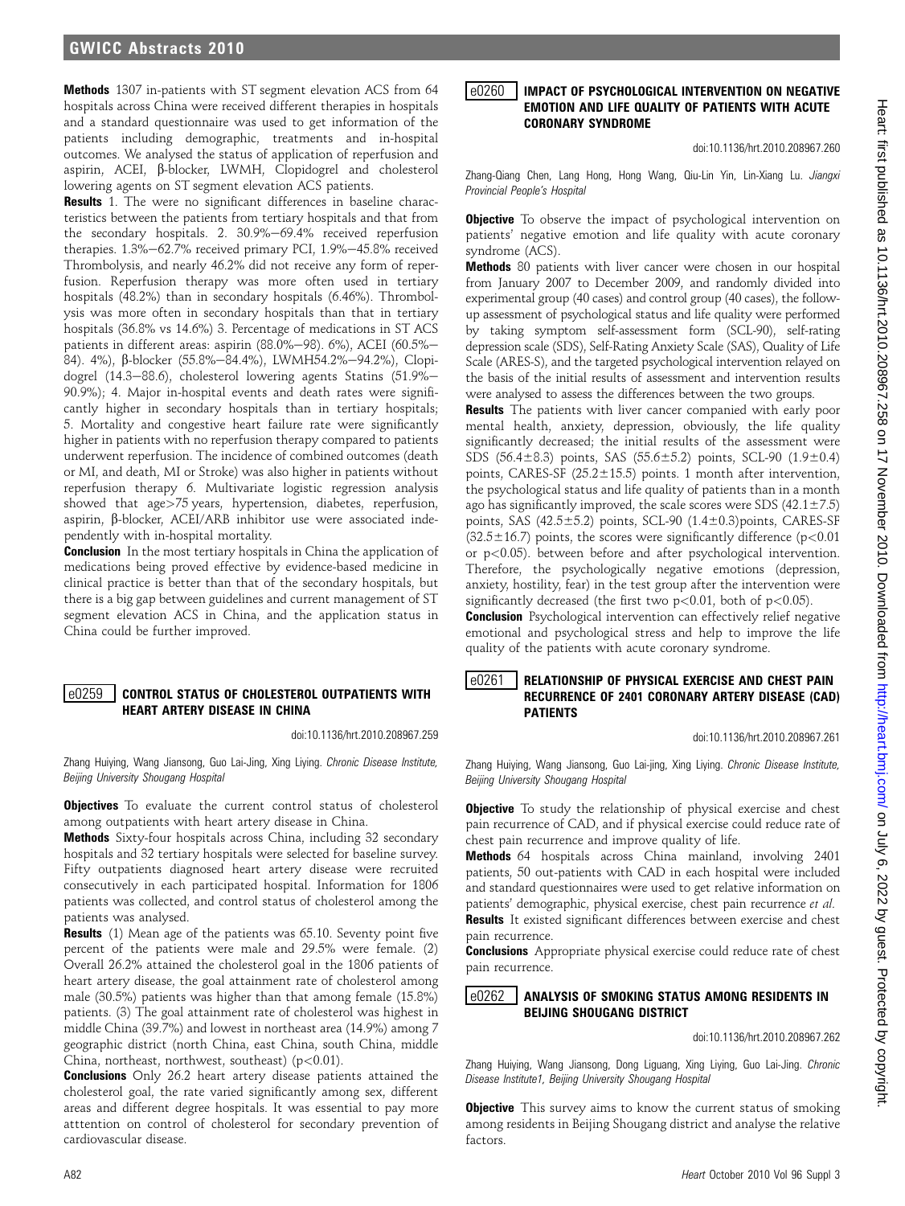**Methods** 1307 in-patients with ST segment elevation ACS from 64 hospitals across China were received different therapies in hospitals and a standard questionnaire was used to get information of the patients including demographic, treatments and in-hospital outcomes. We analysed the status of application of reperfusion and aspirin, ACEI, β-blocker, LWMH, Clopidogrel and cholesterol lowering agents on ST segment elevation ACS patients.

**Results** 1. The were no significant differences in baseline characteristics between the patients from tertiary hospitals and that from the secondary hospitals. 2. 30.9%–69.4% received reperfusion therapies. 1.3%–62.7% received primary PCI, 1.9%–45.8% received Thrombolysis, and nearly 46.2% did not receive any form of reperfusion. Reperfusion therapy was more often used in tertiary hospitals (48.2%) than in secondary hospitals (6.46%). Thrombolysis was more often in secondary hospitals than that in tertiary hospitals (36.8% vs 14.6%) 3. Percentage of medications in ST ACS patients in different areas: aspirin (88.0%–98). 6%), ACEI (60.5%–84). 4%), β-blocker (55.8%–84.4%), LWMH54.2%–94.2%), Clopidogrel (14.3–88.6), cholesterol lowering agents Statins (51.9%–90.9%); 4. Major in-hospital events and death rates were significantly higher in secondary hospitals than in tertiary hospitals; 5. Mortality and congestive heart failure rate were significantly higher in patients with no reperfusion therapy compared to patients underwent reperfusion. The incidence of combined outcomes (death or MI, and death, MI or Stroke) was also higher in patients without reperfusion therapy 6. Multivariate logistic regression analysis showed that age>75 years, hypertension, diabetes, reperfusion, aspirin, β-blocker, ACEI/ARB inhibitor use were associated independently with in-hospital mortality.

**Conclusion** In the most tertiary hospitals in China the application of medications being proved effective by evidence-based medicine in clinical practice is better than that of the secondary hospitals, but there is a big gap between guidelines and current management of ST segment elevation ACS in China, and the application status in China could be further improved.

## e0259 CONTROL STATUS OF CHOLESTEROL OUTPATIENTS WITH HEART ARTERY DISEASE IN CHINA

doi:10.1136/hrt.2010.208967.259

*Zhang Huiying, Wang Jiansong, Guo Lai-Jing, Xing Liying. Chronic Disease Institute, Beijing University Shougang Hospital*

**Objectives** To evaluate the current control status of cholesterol among outpatients with heart artery disease in China.

**Methods** Sixty-four hospitals across China, including 32 secondary hospitals and 32 tertiary hospitals were selected for baseline survey. Fifty outpatients diagnosed heart artery disease were recruited consecutively in each participated hospital. Information for 1806 patients was collected, and control status of cholesterol among the patients was analysed.

**Results** (1) Mean age of the patients was 65.10. Seventy point five percent of the patients were male and 29.5% were female. (2) Overall 26.2% attained the cholesterol goal in the 1806 patients of heart artery disease, the goal attainment rate of cholesterol among male (30.5%) patients was higher than that among female (15.8%) patients. (3) The goal attainment rate of cholesterol was highest in middle China (39.7%) and lowest in northeast area (14.9%) among 7 geographic district (north China, east China, south China, middle China, northeast, northwest, southeast) ($p<0.01$).

**Conclusions** Only 26.2 heart artery disease patients attained the cholesterol goal, the rate varied significantly among sex, different areas and different degree hospitals. It was essential to pay more atttention on control of cholesterol for secondary prevention of cardiovascular disease.

## e0260 IMPACT OF PSYCHOLOGICAL INTERVENTION ON NEGATIVE EMOTION AND LIFE QUALITY OF PATIENTS WITH ACUTE CORONARY SYNDROME

doi:10.1136/hrt.2010.208967.260

*Zhang-Qiang Chen, Lang Hong, Hong Wang, Qiu-Lin Yin, Lin-Xiang Lu. Jiangxi Provincial People's Hospital*

**Objective** To observe the impact of psychological intervention on patients' negative emotion and life quality with acute coronary syndrome (ACS).

**Methods** 80 patients with liver cancer were chosen in our hospital from January 2007 to December 2009, and randomly divided into experimental group (40 cases) and control group (40 cases), the follow-up assessment of psychological status and life quality were performed by taking symptom self-assessment form (SCL-90), self-rating depression scale (SDS), Self-Rating Anxiety Scale (SAS), Quality of Life Scale (ARES-S), and the targeted psychological intervention relayed on the basis of the initial results of assessment and intervention results were analysed to assess the differences between the two groups.

**Results** The patients with liver cancer companied with early poor mental health, anxiety, depression, obviously, the life quality significantly decreased; the initial results of the assessment were SDS (56.4±8.3) points, SAS (55.6±5.2) points, SCL-90 (1.9±0.4) points, CARES-SF (25.2±15.5) points. 1 month after intervention, the psychological status and life quality of patients than in a month ago has significantly improved, the scale scores were SDS (42.1±7.5) points, SAS (42.5±5.2) points, SCL-90 (1.4±0.3)points, CARES-SF (32.5±16.7) points, the scores were significantly difference ($p<0.01$ or $p<0.05$). between before and after psychological intervention. Therefore, the psychologically negative emotions (depression, anxiety, hostility, fear) in the test group after the intervention were significantly decreased (the first two $p<0.01$, both of $p<0.05$).

**Conclusion** Psychological intervention can effectively relief negative emotional and psychological stress and help to improve the life quality of the patients with acute coronary syndrome.

## e0261 RELATIONSHIP OF PHYSICAL EXERCISE AND CHEST PAIN RECURRENCE OF 2401 CORONARY ARTERY DISEASE (CAD) PATIENTS

doi:10.1136/hrt.2010.208967.261

*Zhang Huiying, Wang Jiansong, Guo Lai-jing, Xing Liying. Chronic Disease Institute, Beijing University Shougang Hospital*

**Objective** To study the relationship of physical exercise and chest pain recurrence of CAD, and if physical exercise could reduce rate of chest pain recurrence and improve quality of life.

**Methods** 64 hospitals across China mainland, involving 2401 patients, 50 out-patients with CAD in each hospital were included and standard questionnaires were used to get relative information on patients' demographic, physical exercise, chest pain recurrence *et al*.

**Results** It existed significant differences between exercise and chest pain recurrence.

**Conclusions** Appropriate physical exercise could reduce rate of chest pain recurrence.

## e0262 ANALYSIS OF SMOKING STATUS AMONG RESIDENTS IN BEIJING SHOUGANG DISTRICT

doi:10.1136/hrt.2010.208967.262

*Zhang Huiying, Wang Jiansong, Dong Liguang, Xing Liying, Guo Lai-Jing. Chronic Disease Institute1, Beijing University Shougang Hospital*

**Objective** This survey aims to know the current status of smoking among residents in Beijing Shougang district and analyse the relative factors.